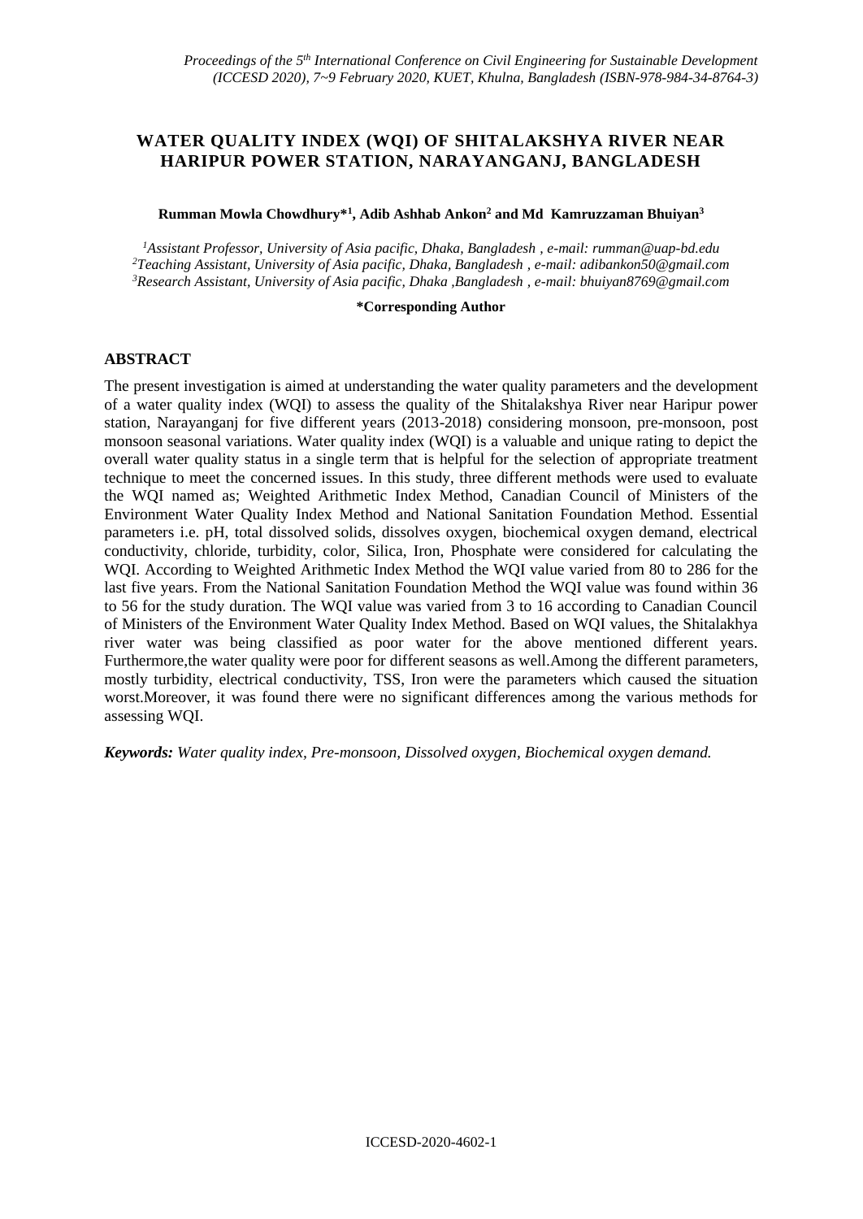# WATER QUALITY INDEX (WQI) OF SHITALAKSHYA RIVER NEAR HARIPUR POWER STATION, NARAYANGANJ, BANGLADESH

**Rumman Mowla Chowdhury*[1], Adib Ashhab Ankon[2] and Md Kamruzzaman Bhuiyan[3]**

*[1]Assistant Professor, University of Asia pacific, Dhaka, Bangladesh , e-mail: rumman@uap-bd.edu*
*[2]Teaching Assistant, University of Asia pacific, Dhaka, Bangladesh , e-mail: adibankon50@gmail.com*
*[3]Research Assistant, University of Asia pacific, Dhaka ,Bangladesh , e-mail: bhuiyan8769@gmail.com*

**\*Corresponding Author**

## ABSTRACT

The present investigation is aimed at understanding the water quality parameters and the development of a water quality index (WQI) to assess the quality of the Shitalakshya River near Haripur power station, Narayanganj for five different years (2013-2018) considering monsoon, pre-monsoon, post monsoon seasonal variations. Water quality index (WQI) is a valuable and unique rating to depict the overall water quality status in a single term that is helpful for the selection of appropriate treatment technique to meet the concerned issues. In this study, three different methods were used to evaluate the WQI named as; Weighted Arithmetic Index Method, Canadian Council of Ministers of the Environment Water Quality Index Method and National Sanitation Foundation Method. Essential parameters i.e. pH, total dissolved solids, dissolves oxygen, biochemical oxygen demand, electrical conductivity, chloride, turbidity, color, Silica, Iron, Phosphate were considered for calculating the WQI. According to Weighted Arithmetic Index Method the WQI value varied from 80 to 286 for the last five years. From the National Sanitation Foundation Method the WQI value was found within 36 to 56 for the study duration. The WQI value was varied from 3 to 16 according to Canadian Council of Ministers of the Environment Water Quality Index Method. Based on WQI values, the Shitalakhya river water was being classified as poor water for the above mentioned different years. Furthermore,the water quality were poor for different seasons as well.Among the different parameters, mostly turbidity, electrical conductivity, TSS, Iron were the parameters which caused the situation worst.Moreover, it was found there were no significant differences among the various methods for assessing WQI.

***Keywords:*** *Water quality index, Pre-monsoon, Dissolved oxygen, Biochemical oxygen demand.*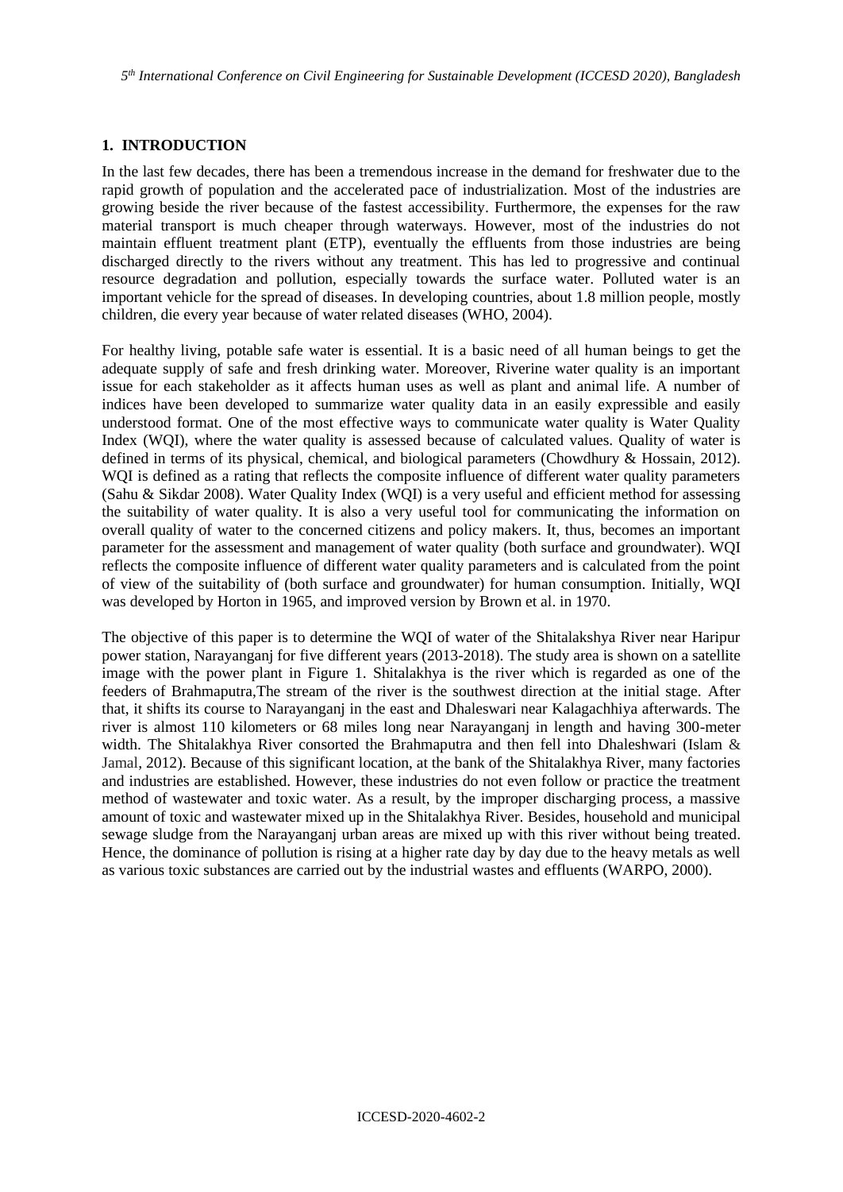## 1. INTRODUCTION

In the last few decades, there has been a tremendous increase in the demand for freshwater due to the rapid growth of population and the accelerated pace of industrialization. Most of the industries are growing beside the river because of the fastest accessibility. Furthermore, the expenses for the raw material transport is much cheaper through waterways. However, most of the industries do not maintain effluent treatment plant (ETP), eventually the effluents from those industries are being discharged directly to the rivers without any treatment. This has led to progressive and continual resource degradation and pollution, especially towards the surface water. Polluted water is an important vehicle for the spread of diseases. In developing countries, about 1.8 million people, mostly children, die every year because of water related diseases (WHO, 2004).

For healthy living, potable safe water is essential. It is a basic need of all human beings to get the adequate supply of safe and fresh drinking water. Moreover, Riverine water quality is an important issue for each stakeholder as it affects human uses as well as plant and animal life. A number of indices have been developed to summarize water quality data in an easily expressible and easily understood format. One of the most effective ways to communicate water quality is Water Quality Index (WQI), where the water quality is assessed because of calculated values. Quality of water is defined in terms of its physical, chemical, and biological parameters (Chowdhury & Hossain, 2012). WQI is defined as a rating that reflects the composite influence of different water quality parameters (Sahu & Sikdar 2008). Water Quality Index (WQI) is a very useful and efficient method for assessing the suitability of water quality. It is also a very useful tool for communicating the information on overall quality of water to the concerned citizens and policy makers. It, thus, becomes an important parameter for the assessment and management of water quality (both surface and groundwater). WQI reflects the composite influence of different water quality parameters and is calculated from the point of view of the suitability of (both surface and groundwater) for human consumption. Initially, WQI was developed by Horton in 1965, and improved version by Brown et al. in 1970.

The objective of this paper is to determine the WQI of water of the Shitalakshya River near Haripur power station, Narayanganj for five different years (2013-2018). The study area is shown on a satellite image with the power plant in Figure 1. Shitalakhya is the river which is regarded as one of the feeders of Brahmaputra,The stream of the river is the southwest direction at the initial stage. After that, it shifts its course to Narayanganj in the east and Dhaleswari near Kalagachhiya afterwards. The river is almost 110 kilometers or 68 miles long near Narayanganj in length and having 300-meter width. The Shitalakhya River consorted the Brahmaputra and then fell into Dhaleshwari (Islam & Jamal, 2012). Because of this significant location, at the bank of the Shitalakhya River, many factories and industries are established. However, these industries do not even follow or practice the treatment method of wastewater and toxic water. As a result, by the improper discharging process, a massive amount of toxic and wastewater mixed up in the Shitalakhya River. Besides, household and municipal sewage sludge from the Narayanganj urban areas are mixed up with this river without being treated. Hence, the dominance of pollution is rising at a higher rate day by day due to the heavy metals as well as various toxic substances are carried out by the industrial wastes and effluents (WARPO, 2000).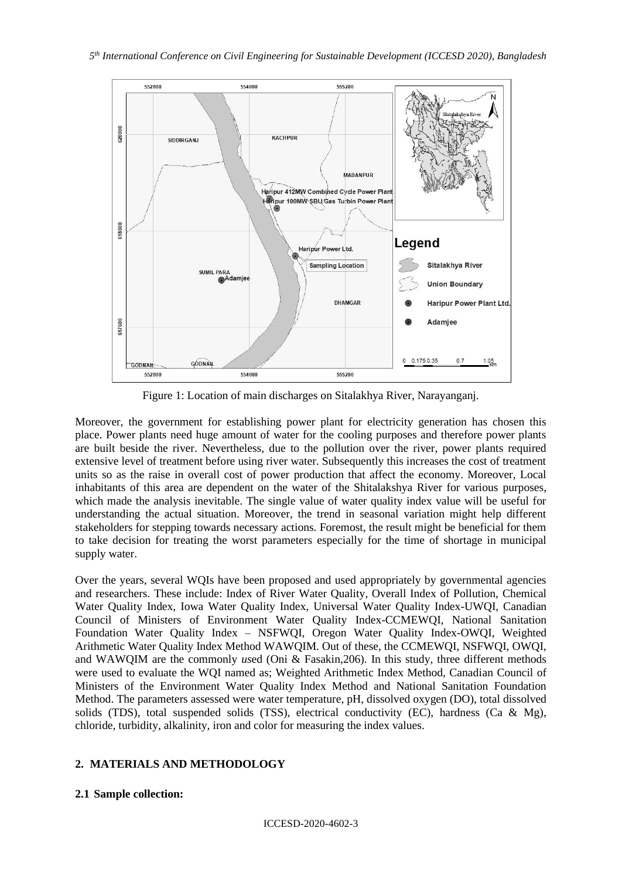Figure 1: Location of main discharges on Sitalakhya River, Narayanganj.

Moreover, the government for establishing power plant for electricity generation has chosen this place. Power plants need huge amount of water for the cooling purposes and therefore power plants are built beside the river. Nevertheless, due to the pollution over the river, power plants required extensive level of treatment before using river water. Subsequently this increases the cost of treatment units so as the raise in overall cost of power production that affect the economy. Moreover, Local inhabitants of this area are dependent on the water of the Shitalakshya River for various purposes, which made the analysis inevitable. The single value of water quality index value will be useful for understanding the actual situation. Moreover, the trend in seasonal variation might help different stakeholders for stepping towards necessary actions. Foremost, the result might be beneficial for them to take decision for treating the worst parameters especially for the time of shortage in municipal supply water.

Over the years, several WQIs have been proposed and used appropriately by governmental agencies and researchers. These include: Index of River Water Quality, Overall Index of Pollution, Chemical Water Quality Index, Iowa Water Quality Index, Universal Water Quality Index-UWQI, Canadian Council of Ministers of Environment Water Quality Index-CCMEWQI, National Sanitation Foundation Water Quality Index – NSFWQI, Oregon Water Quality Index-OWQI, Weighted Arithmetic Water Quality Index Method WAWQIM. Out of these, the CCMEWQI, NSFWQI, OWQI, and WAWQIM are the commonly used (Oni & Fasakin,206). In this study, three different methods were used to evaluate the WQI named as; Weighted Arithmetic Index Method, Canadian Council of Ministers of the Environment Water Quality Index Method and National Sanitation Foundation Method. The parameters assessed were water temperature, pH, dissolved oxygen (DO), total dissolved solids (TDS), total suspended solids (TSS), electrical conductivity (EC), hardness (Ca & Mg), chloride, turbidity, alkalinity, iron and color for measuring the index values.

## 2. MATERIALS AND METHODOLOGY

### 2.1 Sample collection: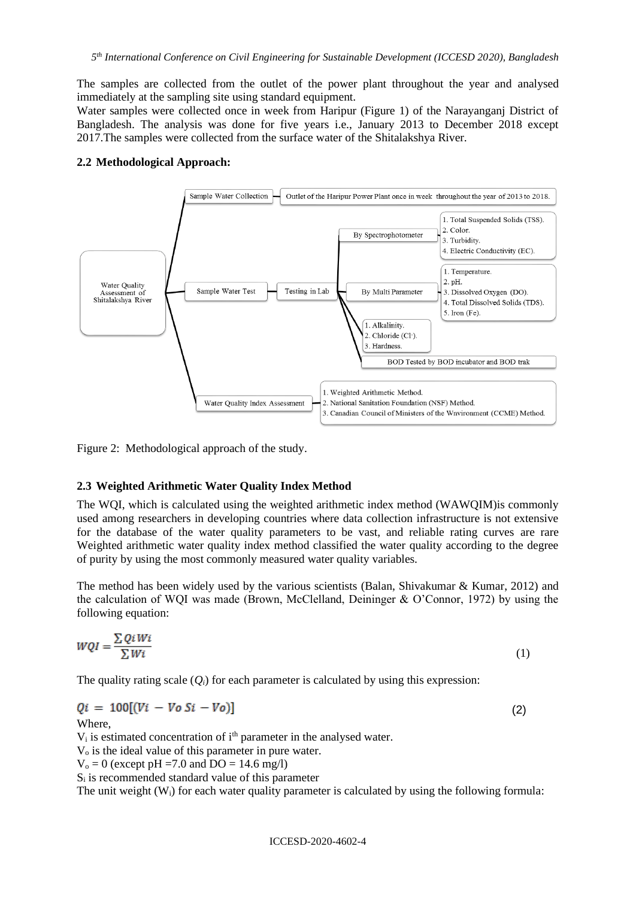The samples are collected from the outlet of the power plant throughout the year and analysed immediately at the sampling site using standard equipment.
Water samples were collected once in week from Haripur (Figure 1) of the Narayanganj District of Bangladesh. The analysis was done for five years i.e., January 2013 to December 2018 except 2017.The samples were collected from the surface water of the Shitalakshya River.

### 2.2 Methodological Approach:

- Water Quality Assessment of Shitalakshya River
  - Sample Water Collection — Outlet of the Haripur Power Plant once in week throughout the year of 2013 to 2018.
  - Sample Water Test — Testing in Lab
    - By Spectrophotometer
      1. Total Suspended Solids (TSS).
      2. Color.
      3. Turbidity.
      4. Electric Conductivity (EC).
    - By Multi Parameter
      1. Temperature.
      2. pH.
      3. Dissolved Oxygen (DO).
      4. Total Dissolved Solids (TDS).
      5. Iron (Fe).
    - 1. Alkalinity.
      2. Chloride ($Cl^-$).
      3. Hardness.
    - BOD Tested by BOD incubator and BOD trak
  - Water Quality Index Assessment
    1. Weighted Arithmetic Method.
    2. National Sanitation Foundation (NSF) Method.
    3. Canadian Council of Ministers of the Wnvironment (CCME) Method.

Figure 2: Methodological approach of the study.

### 2.3 Weighted Arithmetic Water Quality Index Method

The WQI, which is calculated using the weighted arithmetic index method (WAWQIM)is commonly used among researchers in developing countries where data collection infrastructure is not extensive for the database of the water quality parameters to be vast, and reliable rating curves are rare Weighted arithmetic water quality index method classified the water quality according to the degree of purity by using the most commonly measured water quality variables.

The method has been widely used by the various scientists (Balan, Shivakumar & Kumar, 2012) and the calculation of WQI was made (Brown, McClelland, Deininger & O'Connor, 1972) by using the following equation:

$$WQI = \frac{\sum Qi\,Wi}{\sum Wi} \qquad (1)$$

The quality rating scale ($Q_i$) for each parameter is calculated by using this expression:

$$Qi = 100[(Vi - Vo\ Si - Vo)] \qquad (2)$$

Where,
$V_i$ is estimated concentration of $i^{th}$ parameter in the analysed water.
$V_o$ is the ideal value of this parameter in pure water.
$V_o = 0$ (except pH =7.0 and DO = 14.6 mg/l)
$S_i$ is recommended standard value of this parameter
The unit weight ($W_i$) for each water quality parameter is calculated by using the following formula: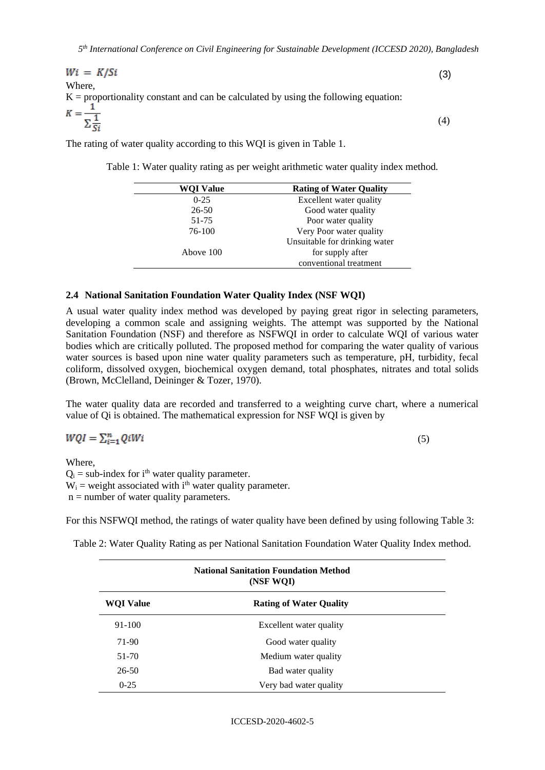$$Wi = K/Si \tag{3}$$

Where,

K = proportionality constant and can be calculated by using the following equation:

$$K = \frac{1}{\sum \frac{1}{Si}} \tag{4}$$

The rating of water quality according to this WQI is given in Table 1.

Table 1: Water quality rating as per weight arithmetic water quality index method.

| WQI Value | Rating of Water Quality |
|---|---|
| 0-25 | Excellent water quality |
| 26-50 | Good water quality |
| 51-75 | Poor water quality |
| 76-100 | Very Poor water quality |
| Above 100 | Unsuitable for drinking water for supply after conventional treatment |

### 2.4 National Sanitation Foundation Water Quality Index (NSF WQI)

A usual water quality index method was developed by paying great rigor in selecting parameters, developing a common scale and assigning weights. The attempt was supported by the National Sanitation Foundation (NSF) and therefore as NSFWQI in order to calculate WQI of various water bodies which are critically polluted. The proposed method for comparing the water quality of various water sources is based upon nine water quality parameters such as temperature, pH, turbidity, fecal coliform, dissolved oxygen, biochemical oxygen demand, total phosphates, nitrates and total solids (Brown, McClelland, Deininger & Tozer, 1970).

The water quality data are recorded and transferred to a weighting curve chart, where a numerical value of Qi is obtained. The mathematical expression for NSF WQI is given by

$$WQI = \sum_{i=1}^{n} QiWi \tag{5}$$

Where,

$Q_i$ = sub-index for $i^{th}$ water quality parameter.

$W_i$ = weight associated with $i^{th}$ water quality parameter.

n = number of water quality parameters.

For this NSFWQI method, the ratings of water quality have been defined by using following Table 3:

Table 2: Water Quality Rating as per National Sanitation Foundation Water Quality Index method.

| National Sanitation Foundation Method (NSF WQI) | |
|---|---|
| **WQI Value** | **Rating of Water Quality** |
| 91-100 | Excellent water quality |
| 71-90 | Good water quality |
| 51-70 | Medium water quality |
| 26-50 | Bad water quality |
| 0-25 | Very bad water quality |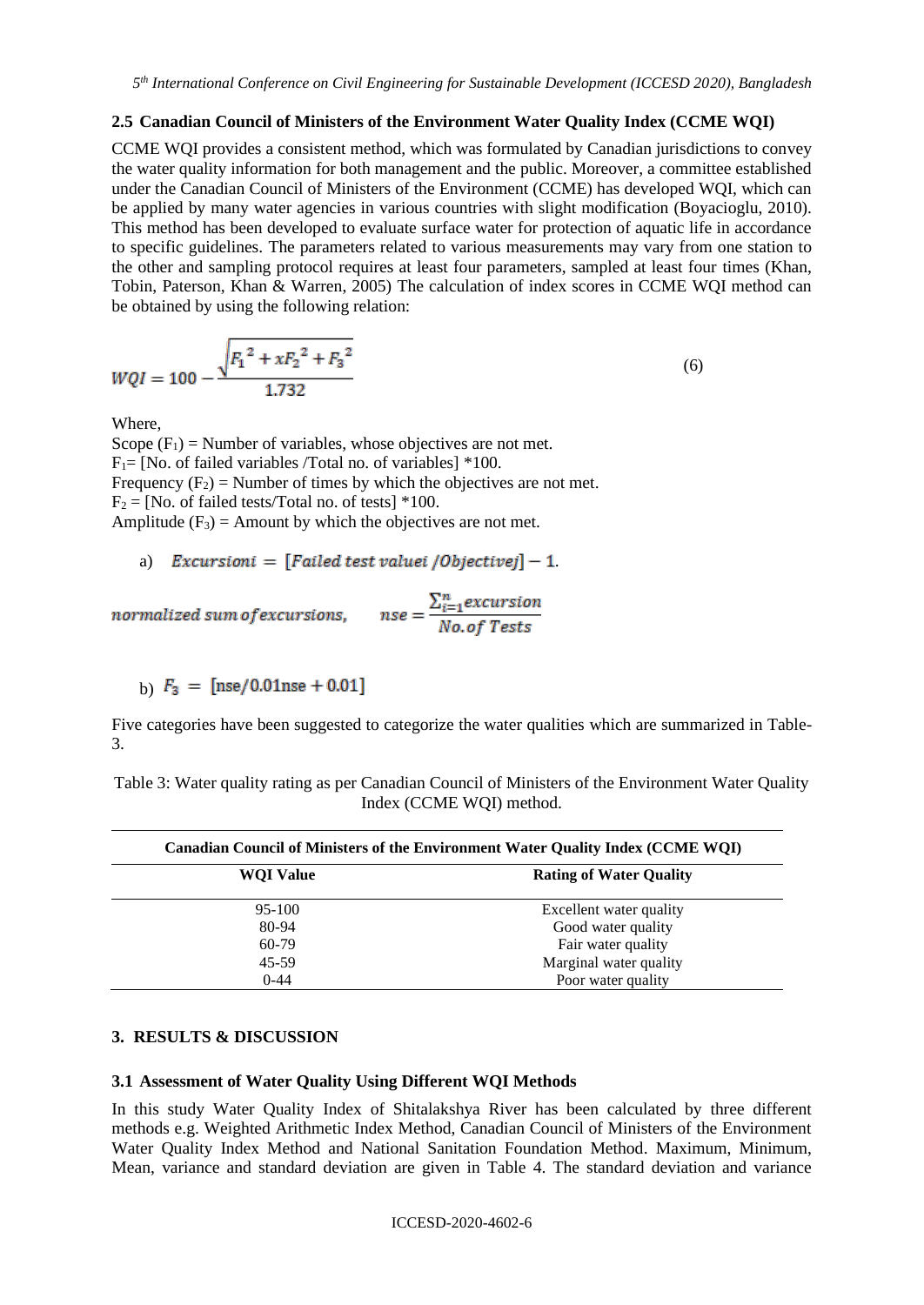### 2.5 Canadian Council of Ministers of the Environment Water Quality Index (CCME WQI)

CCME WQI provides a consistent method, which was formulated by Canadian jurisdictions to convey the water quality information for both management and the public. Moreover, a committee established under the Canadian Council of Ministers of the Environment (CCME) has developed WQI, which can be applied by many water agencies in various countries with slight modification (Boyacioglu, 2010). This method has been developed to evaluate surface water for protection of aquatic life in accordance to specific guidelines. The parameters related to various measurements may vary from one station to the other and sampling protocol requires at least four parameters, sampled at least four times (Khan, Tobin, Paterson, Khan & Warren, 2005) The calculation of index scores in CCME WQI method can be obtained by using the following relation:

$$WQI = 100 - \frac{\sqrt{F_1^{\,2} + xF_2^{\,2} + F_3^{\,2}}}{1.732} \tag{6}$$

Where,

Scope ($F_1$) = Number of variables, whose objectives are not met.
$F_1$= [No. of failed variables /Total no. of variables] *100.
Frequency ($F_2$) = Number of times by which the objectives are not met.
$F_2$ = [No. of failed tests/Total no. of tests] *100.
Amplitude ($F_3$) = Amount by which the objectives are not met.

a) $Excursioni = [Failed\ test\ valuei\ /Objectivej] - 1.$

$$normalized\ sum\ of excursions, \qquad nse = \frac{\sum_{i=1}^{n} excursion}{No. of\ Tests}$$

b) $F_3 = [\text{nse}/0.01\text{nse} + 0.01]$

Five categories have been suggested to categorize the water qualities which are summarized in Table-3.

Table 3: Water quality rating as per Canadian Council of Ministers of the Environment Water Quality Index (CCME WQI) method.

| **Canadian Council of Ministers of the Environment Water Quality Index (CCME WQI)** | |
|---|---|
| **WQI Value** | **Rating of Water Quality** |
| 95-100 | Excellent water quality |
| 80-94 | Good water quality |
| 60-79 | Fair water quality |
| 45-59 | Marginal water quality |
| 0-44 | Poor water quality |

## 3. RESULTS & DISCUSSION

### 3.1 Assessment of Water Quality Using Different WQI Methods

In this study Water Quality Index of Shitalakshya River has been calculated by three different methods e.g. Weighted Arithmetic Index Method, Canadian Council of Ministers of the Environment Water Quality Index Method and National Sanitation Foundation Method. Maximum, Minimum, Mean, variance and standard deviation are given in Table 4. The standard deviation and variance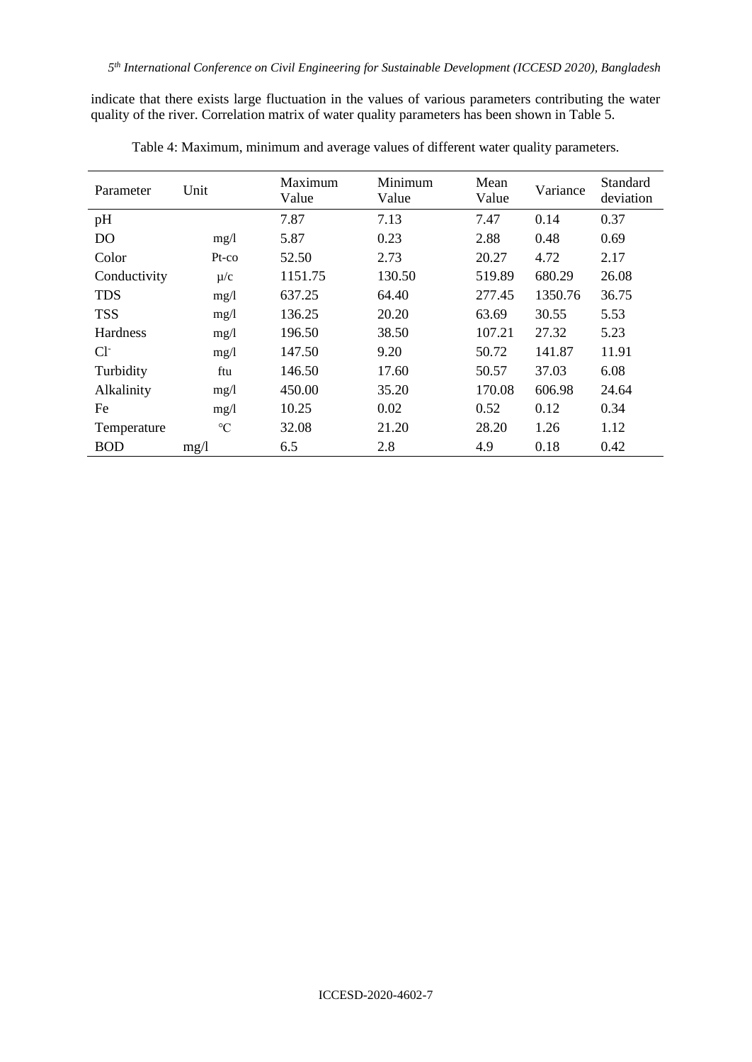indicate that there exists large fluctuation in the values of various parameters contributing the water quality of the river. Correlation matrix of water quality parameters has been shown in Table 5.

Table 4: Maximum, minimum and average values of different water quality parameters.

| Parameter | Unit | Maximum Value | Minimum Value | Mean Value | Variance | Standard deviation |
|---|---|---|---|---|---|---|
| pH | | 7.87 | 7.13 | 7.47 | 0.14 | 0.37 |
| DO | mg/l | 5.87 | 0.23 | 2.88 | 0.48 | 0.69 |
| Color | Pt-co | 52.50 | 2.73 | 20.27 | 4.72 | 2.17 |
| Conductivity | µ/c | 1151.75 | 130.50 | 519.89 | 680.29 | 26.08 |
| TDS | mg/l | 637.25 | 64.40 | 277.45 | 1350.76 | 36.75 |
| TSS | mg/l | 136.25 | 20.20 | 63.69 | 30.55 | 5.53 |
| Hardness | mg/l | 196.50 | 38.50 | 107.21 | 27.32 | 5.23 |
| $Cl^-$ | mg/l | 147.50 | 9.20 | 50.72 | 141.87 | 11.91 |
| Turbidity | ftu | 146.50 | 17.60 | 50.57 | 37.03 | 6.08 |
| Alkalinity | mg/l | 450.00 | 35.20 | 170.08 | 606.98 | 24.64 |
| Fe | mg/l | 10.25 | 0.02 | 0.52 | 0.12 | 0.34 |
| Temperature | °C | 32.08 | 21.20 | 28.20 | 1.26 | 1.12 |
| BOD | mg/l | 6.5 | 2.8 | 4.9 | 0.18 | 0.42 |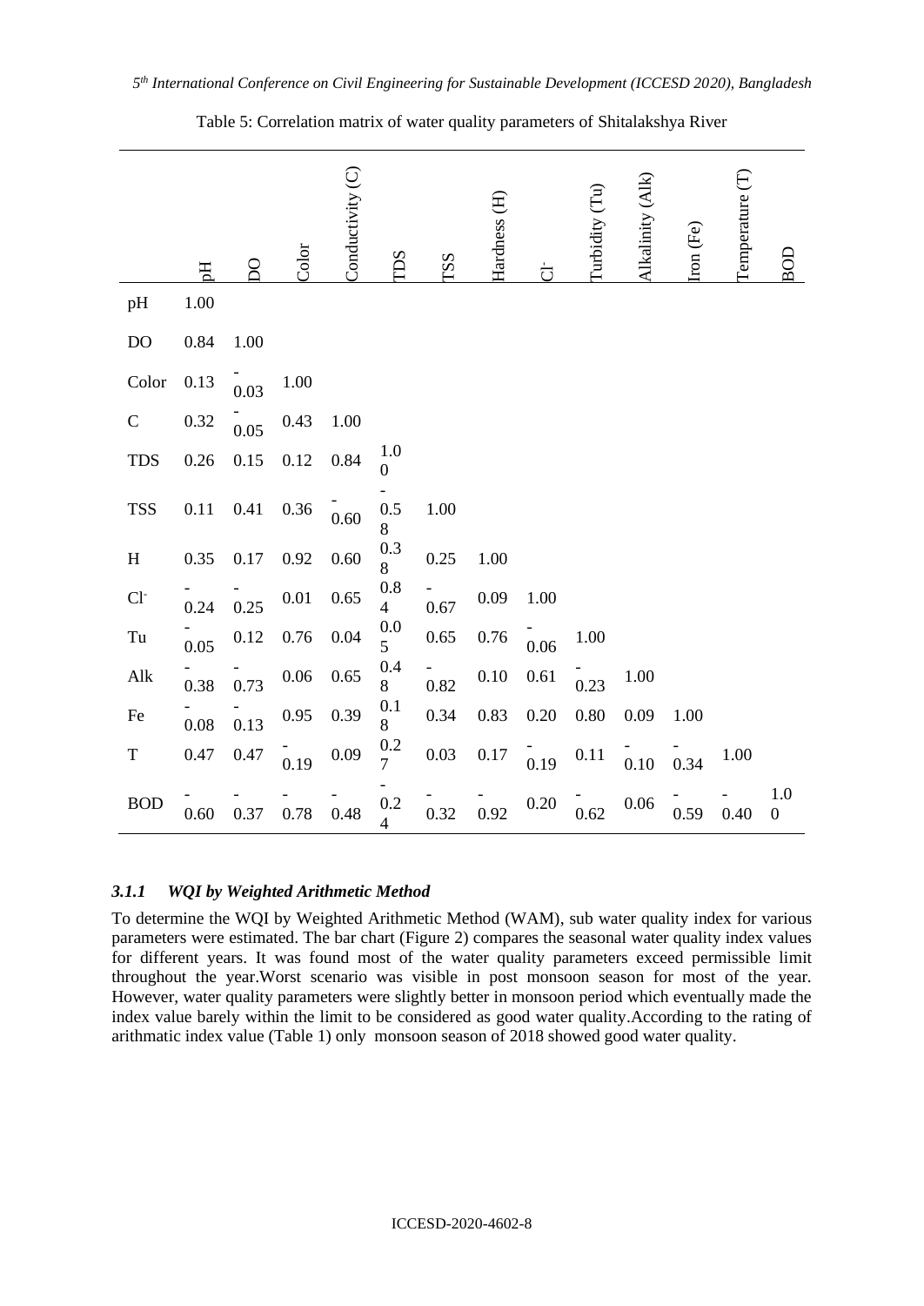Table 5: Correlation matrix of water quality parameters of Shitalakshya River

| | pH | DO | Color | Conductivity (C) | TDS | TSS | Hardness (H) | $Cl^-$ | Turbidity (Tu) | Alkalinity (Alk) | Iron (Fe) | Temperature (T) | BOD |
|---|---|---|---|---|---|---|---|---|---|---|---|---|---|
| pH | 1.00 | | | | | | | | | | | | |
| DO | 0.84 | 1.00 | | | | | | | | | | | |
| Color | 0.13 | -0.03 | 1.00 | | | | | | | | | | |
| C | 0.32 | -0.05 | 0.43 | 1.00 | | | | | | | | | |
| TDS | 0.26 | 0.15 | 0.12 | 0.84 | 1.00 | | | | | | | | |
| TSS | 0.11 | 0.41 | 0.36 | -0.60 | -0.58 | 1.00 | | | | | | | |
| H | 0.35 | 0.17 | 0.92 | 0.60 | 0.38 | 0.25 | 1.00 | | | | | | |
| $Cl^-$ | -0.24 | -0.25 | 0.01 | 0.65 | 0.84 | -0.67 | 0.09 | 1.00 | | | | | |
| Tu | -0.05 | 0.12 | 0.76 | 0.04 | 0.05 | 0.65 | 0.76 | -0.06 | 1.00 | | | | |
| Alk | -0.38 | -0.73 | 0.06 | 0.65 | 0.48 | -0.82 | 0.10 | 0.61 | -0.23 | 1.00 | | | |
| Fe | -0.08 | -0.13 | 0.95 | 0.39 | 0.18 | 0.34 | 0.83 | 0.20 | 0.80 | 0.09 | 1.00 | | |
| T | 0.47 | 0.47 | -0.19 | 0.09 | 0.27 | 0.03 | 0.17 | -0.19 | 0.11 | -0.10 | -0.34 | 1.00 | |
| BOD | -0.60 | -0.37 | -0.78 | -0.48 | -0.24 | -0.32 | -0.92 | 0.20 | -0.62 | 0.06 | -0.59 | -0.40 | 1.00 |

### *3.1.1 WQI by Weighted Arithmetic Method*

To determine the WQI by Weighted Arithmetic Method (WAM), sub water quality index for various parameters were estimated. The bar chart (Figure 2) compares the seasonal water quality index values for different years. It was found most of the water quality parameters exceed permissible limit throughout the year.Worst scenario was visible in post monsoon season for most of the year. However, water quality parameters were slightly better in monsoon period which eventually made the index value barely within the limit to be considered as good water quality.According to the rating of arithmatic index value (Table 1) only monsoon season of 2018 showed good water quality.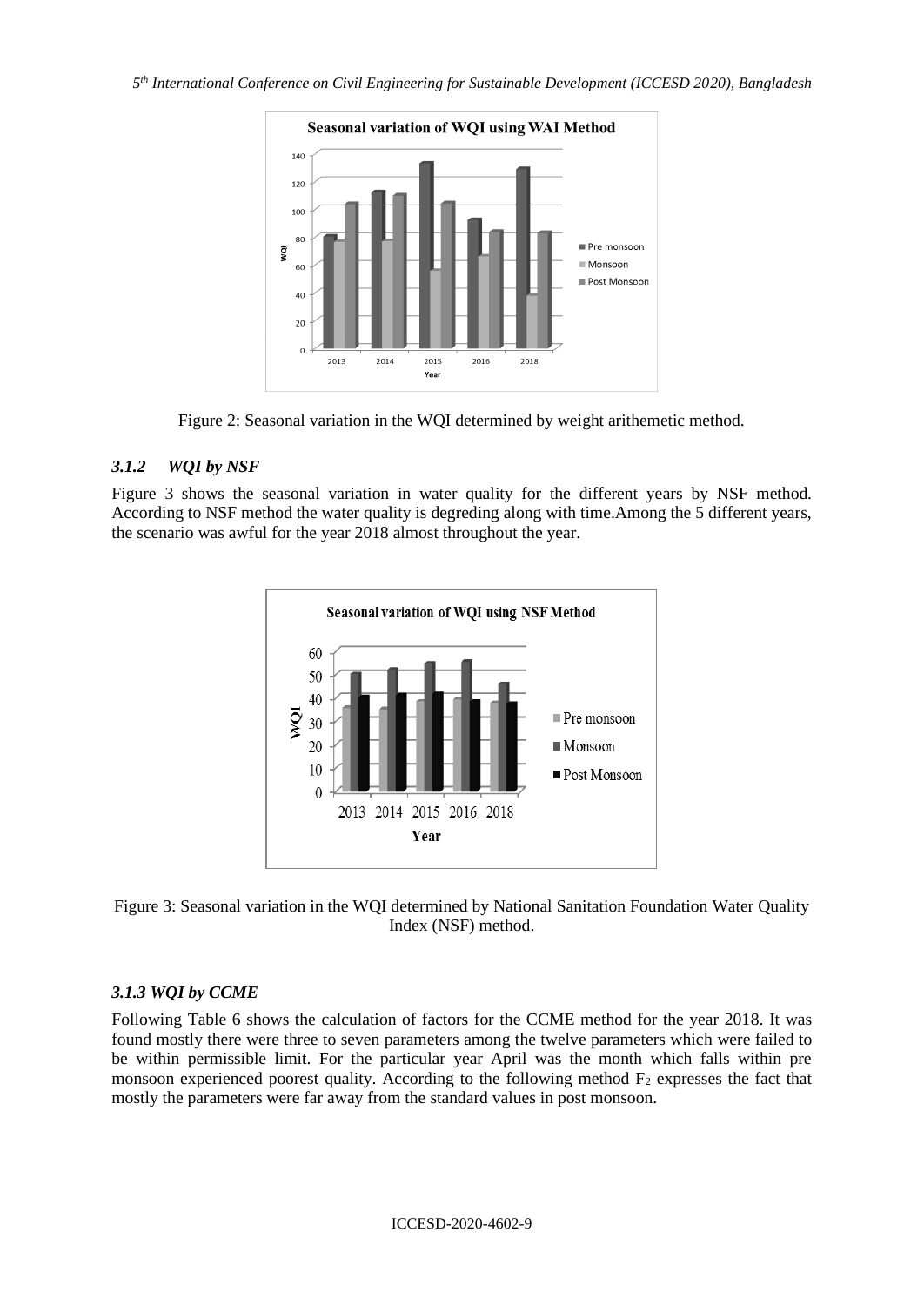Figure 2: Seasonal variation in the WQI determined by weight arithemetic method.

### *3.1.2 WQI by NSF*

Figure 3 shows the seasonal variation in water quality for the different years by NSF method. According to NSF method the water quality is degreding along with time.Among the 5 different years, the scenario was awful for the year 2018 almost throughout the year.

Figure 3: Seasonal variation in the WQI determined by National Sanitation Foundation Water Quality Index (NSF) method.

### *3.1.3 WQI by CCME*

Following Table 6 shows the calculation of factors for the CCME method for the year 2018. It was found mostly there were three to seven parameters among the twelve parameters which were failed to be within permissible limit. For the particular year April was the month which falls within pre monsoon experienced poorest quality. According to the following method $F_2$ expresses the fact that mostly the parameters were far away from the standard values in post monsoon.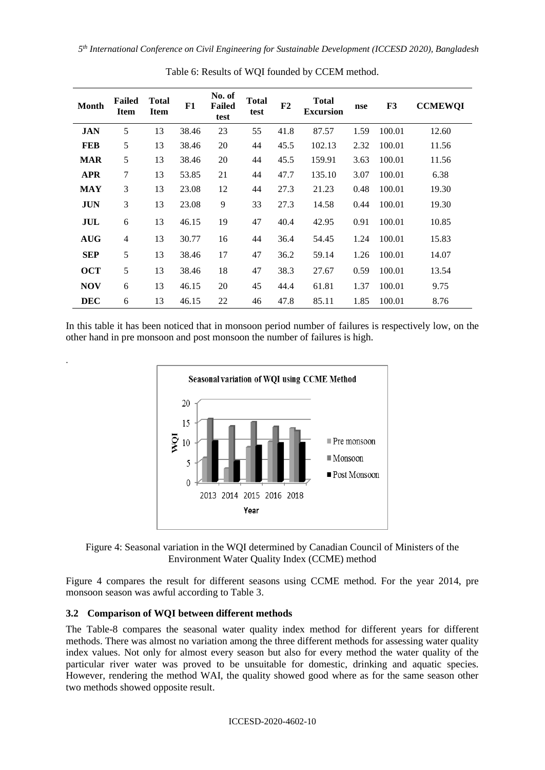Table 6: Results of WQI founded by CCEM method.

| Month | Failed Item | Total Item | F1 | No. of Failed test | Total test | F2 | Total Excursion | nse | F3 | CCMEWQI |
|---|---|---|---|---|---|---|---|---|---|---|
| JAN | 5 | 13 | 38.46 | 23 | 55 | 41.8 | 87.57 | 1.59 | 100.01 | 12.60 |
| FEB | 5 | 13 | 38.46 | 20 | 44 | 45.5 | 102.13 | 2.32 | 100.01 | 11.56 |
| MAR | 5 | 13 | 38.46 | 20 | 44 | 45.5 | 159.91 | 3.63 | 100.01 | 11.56 |
| APR | 7 | 13 | 53.85 | 21 | 44 | 47.7 | 135.10 | 3.07 | 100.01 | 6.38 |
| MAY | 3 | 13 | 23.08 | 12 | 44 | 27.3 | 21.23 | 0.48 | 100.01 | 19.30 |
| JUN | 3 | 13 | 23.08 | 9 | 33 | 27.3 | 14.58 | 0.44 | 100.01 | 19.30 |
| JUL | 6 | 13 | 46.15 | 19 | 47 | 40.4 | 42.95 | 0.91 | 100.01 | 10.85 |
| AUG | 4 | 13 | 30.77 | 16 | 44 | 36.4 | 54.45 | 1.24 | 100.01 | 15.83 |
| SEP | 5 | 13 | 38.46 | 17 | 47 | 36.2 | 59.14 | 1.26 | 100.01 | 14.07 |
| OCT | 5 | 13 | 38.46 | 18 | 47 | 38.3 | 27.67 | 0.59 | 100.01 | 13.54 |
| NOV | 6 | 13 | 46.15 | 20 | 45 | 44.4 | 61.81 | 1.37 | 100.01 | 9.75 |
| DEC | 6 | 13 | 46.15 | 22 | 46 | 47.8 | 85.11 | 1.85 | 100.01 | 8.76 |

In this table it has been noticed that in monsoon period number of failures is respectively low, on the other hand in pre monsoon and post monsoon the number of failures is high.

Figure 4: Seasonal variation in the WQI determined by Canadian Council of Ministers of the Environment Water Quality Index (CCME) method

Figure 4 compares the result for different seasons using CCME method. For the year 2014, pre monsoon season was awful according to Table 3.

### 3.2 Comparison of WQI between different methods

The Table-8 compares the seasonal water quality index method for different years for different methods. There was almost no variation among the three different methods for assessing water quality index values. Not only for almost every season but also for every method the water quality of the particular river water was proved to be unsuitable for domestic, drinking and aquatic species. However, rendering the method WAI, the quality showed good where as for the same season other two methods showed opposite result.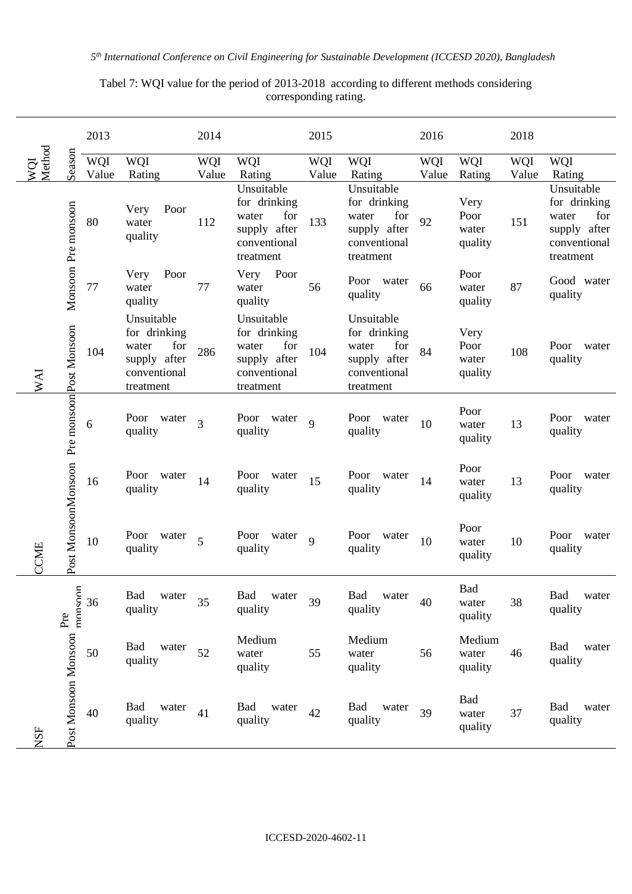Tabel 7: WQI value for the period of 2013-2018 according to different methods considering corresponding rating.

| WQI Method | Season | 2013 | | 2014 | | 2015 | | 2016 | | 2018 | |
|---|---|---|---|---|---|---|---|---|---|---|---|
| | | WQI Value | WQI Rating | WQI Value | WQI Rating | WQI Value | WQI Rating | WQI Value | WQI Rating | WQI Value | WQI Rating |
| WAI | Pre monsoon | 80 | Very Poor water quality | 112 | Unsuitable for drinking water for supply after conventional treatment | 133 | Unsuitable for drinking water for supply after conventional treatment | 92 | Very Poor water quality | 151 | Unsuitable for drinking water for supply after conventional treatment |
| | Monsoon | 77 | Very Poor water quality | 77 | Very Poor water quality | 56 | Poor water quality | 66 | Poor water quality | 87 | Good water quality |
| | Post Monsoon | 104 | Unsuitable for drinking water for supply after conventional treatment | 286 | Unsuitable for drinking water for supply after conventional treatment | 104 | Unsuitable for drinking water for supply after conventional treatment | 84 | Very Poor water quality | 108 | Poor water quality |
| CCME | Pre monsoon | 6 | Poor water quality | 3 | Poor water quality | 9 | Poor water quality | 10 | Poor water quality | 13 | Poor water quality |
| | Monsoon | 16 | Poor water quality | 14 | Poor water quality | 15 | Poor water quality | 14 | Poor water quality | 13 | Poor water quality |
| | Post Monsoon | 10 | Poor water quality | 5 | Poor water quality | 9 | Poor water quality | 10 | Poor water quality | 10 | Poor water quality |
| NSF | Pre monsoon | 36 | Bad water quality | 35 | Bad water quality | 39 | Bad water quality | 40 | Bad water quality | 38 | Bad water quality |
| | Monsoon | 50 | Bad water quality | 52 | Medium water quality | 55 | Medium water quality | 56 | Medium water quality | 46 | Bad water quality |
| | Post Monsoon | 40 | Bad water quality | 41 | Bad water quality | 42 | Bad water quality | 39 | Bad water quality | 37 | Bad water quality |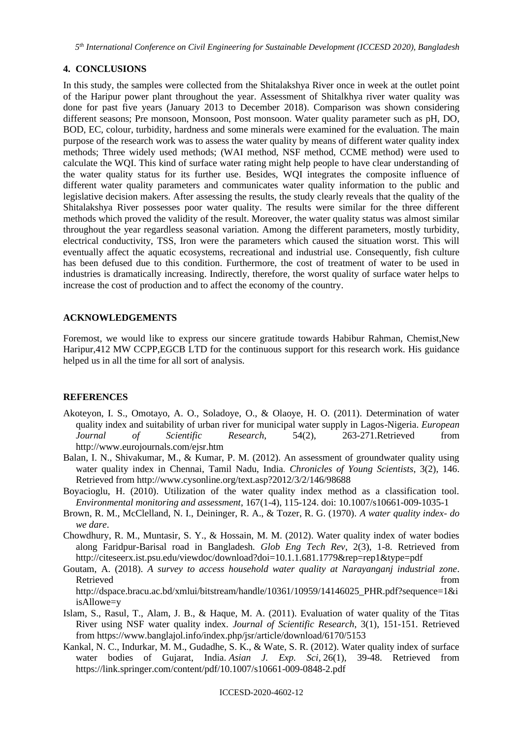## 4. CONCLUSIONS

In this study, the samples were collected from the Shitalakshya River once in week at the outlet point of the Haripur power plant throughout the year. Assessment of Shitalkhya river water quality was done for past five years (January 2013 to December 2018). Comparison was shown considering different seasons; Pre monsoon, Monsoon, Post monsoon. Water quality parameter such as pH, DO, BOD, EC, colour, turbidity, hardness and some minerals were examined for the evaluation. The main purpose of the research work was to assess the water quality by means of different water quality index methods; Three widely used methods; (WAI method, NSF method, CCME method) were used to calculate the WQI. This kind of surface water rating might help people to have clear understanding of the water quality status for its further use. Besides, WQI integrates the composite influence of different water quality parameters and communicates water quality information to the public and legislative decision makers. After assessing the results, the study clearly reveals that the quality of the Shitalakshya River possesses poor water quality. The results were similar for the three different methods which proved the validity of the result. Moreover, the water quality status was almost similar throughout the year regardless seasonal variation. Among the different parameters, mostly turbidity, electrical conductivity, TSS, Iron were the parameters which caused the situation worst. This will eventually affect the aquatic ecosystems, recreational and industrial use. Consequently, fish culture has been defused due to this condition. Furthermore, the cost of treatment of water to be used in industries is dramatically increasing. Indirectly, therefore, the worst quality of surface water helps to increase the cost of production and to affect the economy of the country.

## ACKNOWLEDGEMENTS

Foremost, we would like to express our sincere gratitude towards Habibur Rahman, Chemist,New Haripur,412 MW CCPP,EGCB LTD for the continuous support for this research work. His guidance helped us in all the time for all sort of analysis.

## REFERENCES

Akoteyon, I. S., Omotayo, A. O., Soladoye, O., & Olaoye, H. O. (2011). Determination of water quality index and suitability of urban river for municipal water supply in Lagos-Nigeria. *European Journal of Scientific Research*, 54(2), 263-271.Retrieved from http://www.eurojournals.com/ejsr.htm

Balan, I. N., Shivakumar, M., & Kumar, P. M. (2012). An assessment of groundwater quality using water quality index in Chennai, Tamil Nadu, India. *Chronicles of Young Scientists*, 3(2), 146. Retrieved from http://www.cysonline.org/text.asp?2012/3/2/146/98688

Boyacioglu, H. (2010). Utilization of the water quality index method as a classification tool. *Environmental monitoring and assessment*, 167(1-4), 115-124. doi: 10.1007/s10661-009-1035-1

Brown, R. M., McClelland, N. I., Deininger, R. A., & Tozer, R. G. (1970). *A water quality index- do we dare*.

Chowdhury, R. M., Muntasir, S. Y., & Hossain, M. M. (2012). Water quality index of water bodies along Faridpur-Barisal road in Bangladesh. *Glob Eng Tech Rev*, 2(3), 1-8. Retrieved from http://citeseerx.ist.psu.edu/viewdoc/download?doi=10.1.1.681.1779&rep=rep1&type=pdf

Goutam, A. (2018). *A survey to access household water quality at Narayanganj industrial zone*. Retrieved from http://dspace.bracu.ac.bd/xmlui/bitstream/handle/10361/10959/14146025_PHR.pdf?sequence=1&isAllowe=y

Islam, S., Rasul, T., Alam, J. B., & Haque, M. A. (2011). Evaluation of water quality of the Titas River using NSF water quality index. *Journal of Scientific Research*, 3(1), 151-151. Retrieved from https://www.banglajol.info/index.php/jsr/article/download/6170/5153

Kankal, N. C., Indurkar, M. M., Gudadhe, S. K., & Wate, S. R. (2012). Water quality index of surface water bodies of Gujarat, India. *Asian J. Exp. Sci*, 26(1), 39-48. Retrieved from https://link.springer.com/content/pdf/10.1007/s10661-009-0848-2.pdf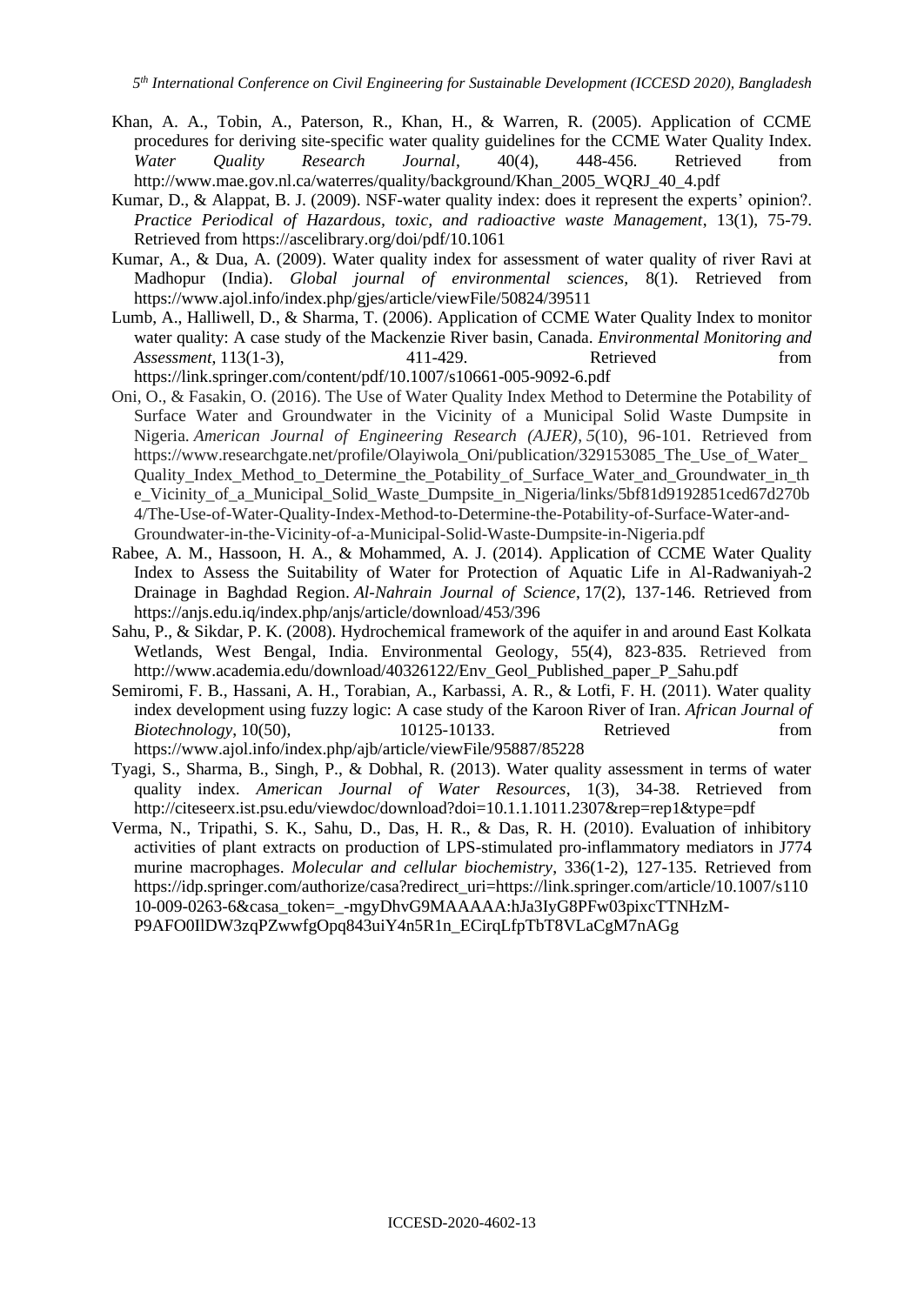Khan, A. A., Tobin, A., Paterson, R., Khan, H., & Warren, R. (2005). Application of CCME procedures for deriving site-specific water quality guidelines for the CCME Water Quality Index. *Water Quality Research Journal*, 40(4), 448-456. Retrieved from http://www.mae.gov.nl.ca/waterres/quality/background/Khan_2005_WQRJ_40_4.pdf

Kumar, D., & Alappat, B. J. (2009). NSF-water quality index: does it represent the experts' opinion?. *Practice Periodical of Hazardous, toxic, and radioactive waste Management*, 13(1), 75-79. Retrieved from https://ascelibrary.org/doi/pdf/10.1061

Kumar, A., & Dua, A. (2009). Water quality index for assessment of water quality of river Ravi at Madhopur (India). *Global journal of environmental sciences*, 8(1). Retrieved from https://www.ajol.info/index.php/gjes/article/viewFile/50824/39511

Lumb, A., Halliwell, D., & Sharma, T. (2006). Application of CCME Water Quality Index to monitor water quality: A case study of the Mackenzie River basin, Canada. *Environmental Monitoring and Assessment*, 113(1-3), 411-429. Retrieved from https://link.springer.com/content/pdf/10.1007/s10661-005-9092-6.pdf

Oni, O., & Fasakin, O. (2016). The Use of Water Quality Index Method to Determine the Potability of Surface Water and Groundwater in the Vicinity of a Municipal Solid Waste Dumpsite in Nigeria. *American Journal of Engineering Research (AJER)*, *5*(10), 96-101. Retrieved from https://www.researchgate.net/profile/Olayiwola_Oni/publication/329153085_The_Use_of_Water_Quality_Index_Method_to_Determine_the_Potability_of_Surface_Water_and_Groundwater_in_the_Vicinity_of_a_Municipal_Solid_Waste_Dumpsite_in_Nigeria/links/5bf81d9192851ced67d270b4/The-Use-of-Water-Quality-Index-Method-to-Determine-the-Potability-of-Surface-Water-and-Groundwater-in-the-Vicinity-of-a-Municipal-Solid-Waste-Dumpsite-in-Nigeria.pdf

Rabee, A. M., Hassoon, H. A., & Mohammed, A. J. (2014). Application of CCME Water Quality Index to Assess the Suitability of Water for Protection of Aquatic Life in Al-Radwaniyah-2 Drainage in Baghdad Region. *Al-Nahrain Journal of Science*, 17(2), 137-146. Retrieved from https://anjs.edu.iq/index.php/anjs/article/download/453/396

Sahu, P., & Sikdar, P. K. (2008). Hydrochemical framework of the aquifer in and around East Kolkata Wetlands, West Bengal, India. Environmental Geology, 55(4), 823-835. Retrieved from http://www.academia.edu/download/40326122/Env_Geol_Published_paper_P_Sahu.pdf

Semiromi, F. B., Hassani, A. H., Torabian, A., Karbassi, A. R., & Lotfi, F. H. (2011). Water quality index development using fuzzy logic: A case study of the Karoon River of Iran. *African Journal of Biotechnology*, 10(50), 10125-10133. Retrieved from https://www.ajol.info/index.php/ajb/article/viewFile/95887/85228

Tyagi, S., Sharma, B., Singh, P., & Dobhal, R. (2013). Water quality assessment in terms of water quality index. *American Journal of Water Resources*, 1(3), 34-38. Retrieved from http://citeseerx.ist.psu.edu/viewdoc/download?doi=10.1.1.1011.2307&rep=rep1&type=pdf

Verma, N., Tripathi, S. K., Sahu, D., Das, H. R., & Das, R. H. (2010). Evaluation of inhibitory activities of plant extracts on production of LPS-stimulated pro-inflammatory mediators in J774 murine macrophages. *Molecular and cellular biochemistry*, 336(1-2), 127-135. Retrieved from https://idp.springer.com/authorize/casa?redirect_uri=https://link.springer.com/article/10.1007/s11010-009-0263-6&casa_token=_-mgyDhvG9MAAAAA:hJa3IyG8PFw03pixcTTNHzM-P9AFO0IlDW3zqPZwwfgOpq843uiY4n5R1n_ECirqLfpTbT8VLaCgM7nAGg